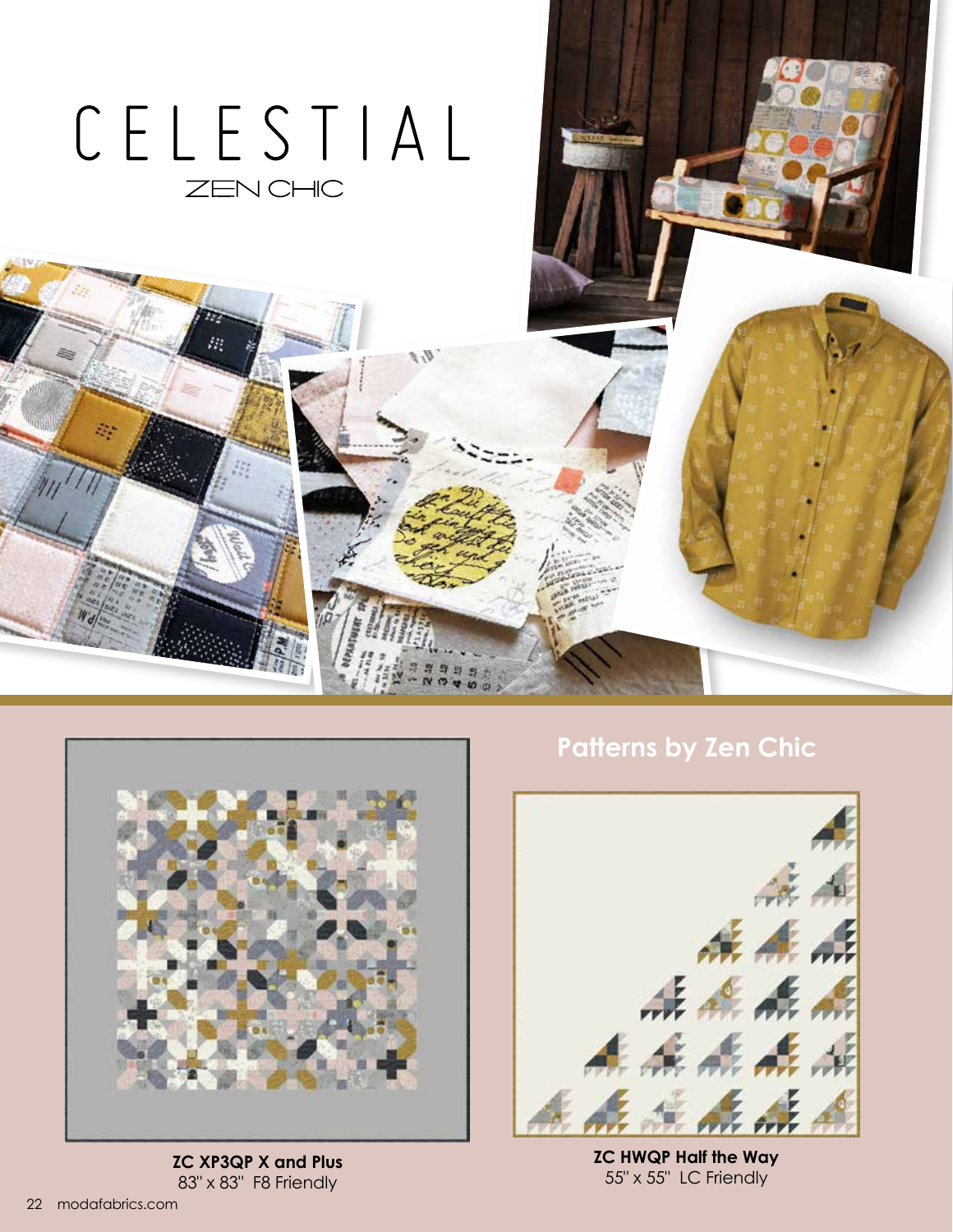# CELESTIAL

ZEN CHIC

## Patterns by Zen Chic

**ZC XP3QP X and Plus**
83" x 83"  F8 Friendly

**ZC HWQP Half the Way**
55" x 55"  LC Friendly

modafabrics.com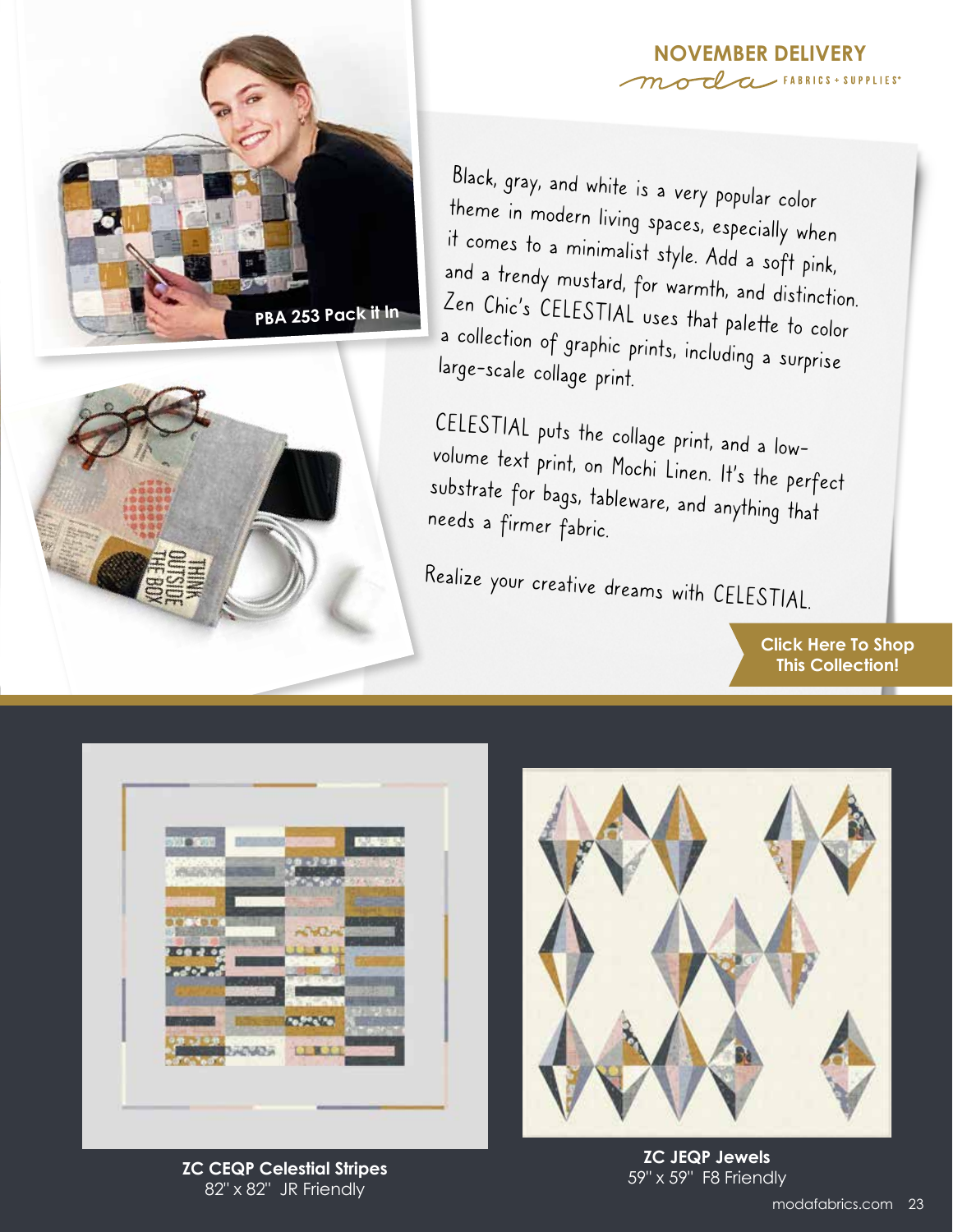## NOVEMBER DELIVERY

moda FABRICS + SUPPLIES®

PBA 253 Pack it In

Black, gray, and white is a very popular color theme in modern living spaces, especially when it comes to a minimalist style. Add a soft pink, and a trendy mustard, for warmth, and distinction. Zen Chic's CELESTIAL uses that palette to color a collection of graphic prints, including a surprise large-scale collage print.

CELESTIAL puts the collage print, and a low-volume text print, on Mochi Linen. It's the perfect substrate for bags, tableware, and anything that needs a firmer fabric.

Realize your creative dreams with CELESTIAL.

**Click Here To Shop This Collection!**

**ZC CEQP Celestial Stripes**
82" x 82" JR Friendly

**ZC JEQP Jewels**
59" x 59" F8 Friendly

modafabrics.com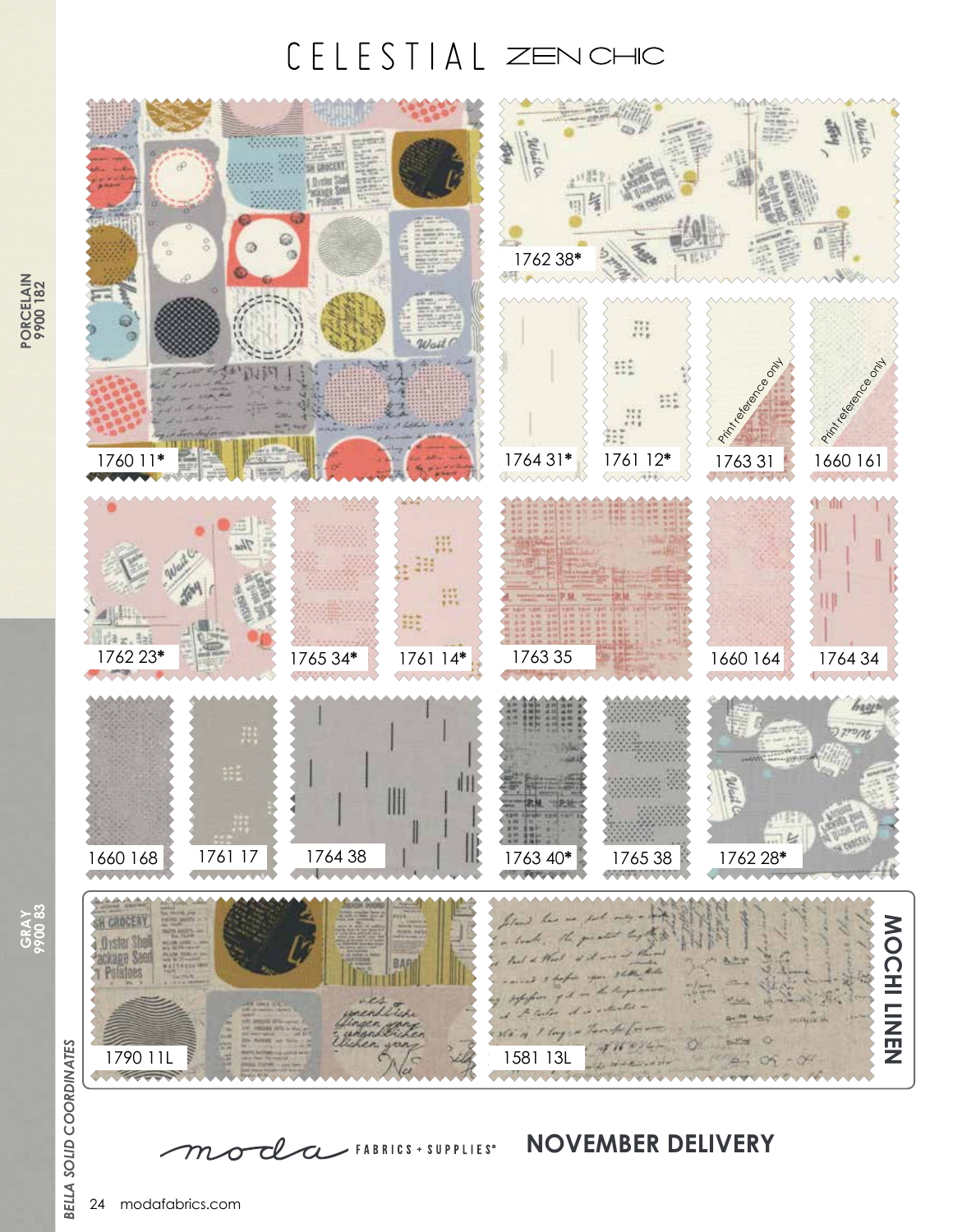# CELESTIAL ZEN CHIC

1760 11*

1762 38*

1764 31*

1761 12*

1763 31
Print reference only

1660 161
Print reference only

1762 23*

1765 34*

1761 14*

1763 35

1660 164

1764 34

1660 168

1761 17

1764 38

1763 40*

1765 38

1762 28*

**MOCHI LINEN**

1790 11L

1581 13L

PORCELAIN
9900 182

GRAY
9900 83

*BELLA SOLID COORDINATES*

moda FABRICS + SUPPLIES®

**NOVEMBER DELIVERY**

modafabrics.com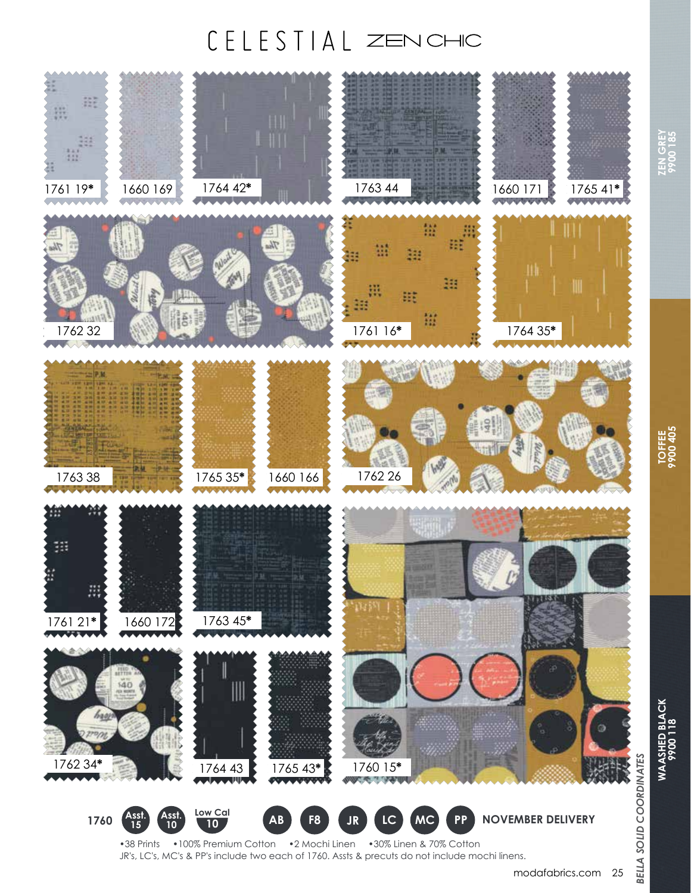# CELESTIAL ZEN CHIC

1761 19*
1660 169
1764 42*
1763 44
1660 171
1765 41*

1762 32
1761 16*
1764 35*

1763 38
1765 35*
1660 166
1762 26

1761 21*
1660 172
1763 45*

1762 34*
1764 43
1765 43*
1760 15*

ZEN GREY
9900 185

TOFFEE
9900 405

WAASHED BLACK
9900 118

*BELLA SOLID COORDINATES*

1760 Asst. 15 Asst. 10 Low Cal 10 AB F8 JR LC MC PP **NOVEMBER DELIVERY**

•38 Prints •100% Premium Cotton •2 Mochi Linen •30% Linen & 70% Cotton

JR's, LC's, MC's & PP's include two each of 1760. Assts & precuts do not include mochi linens.

modafabrics.com